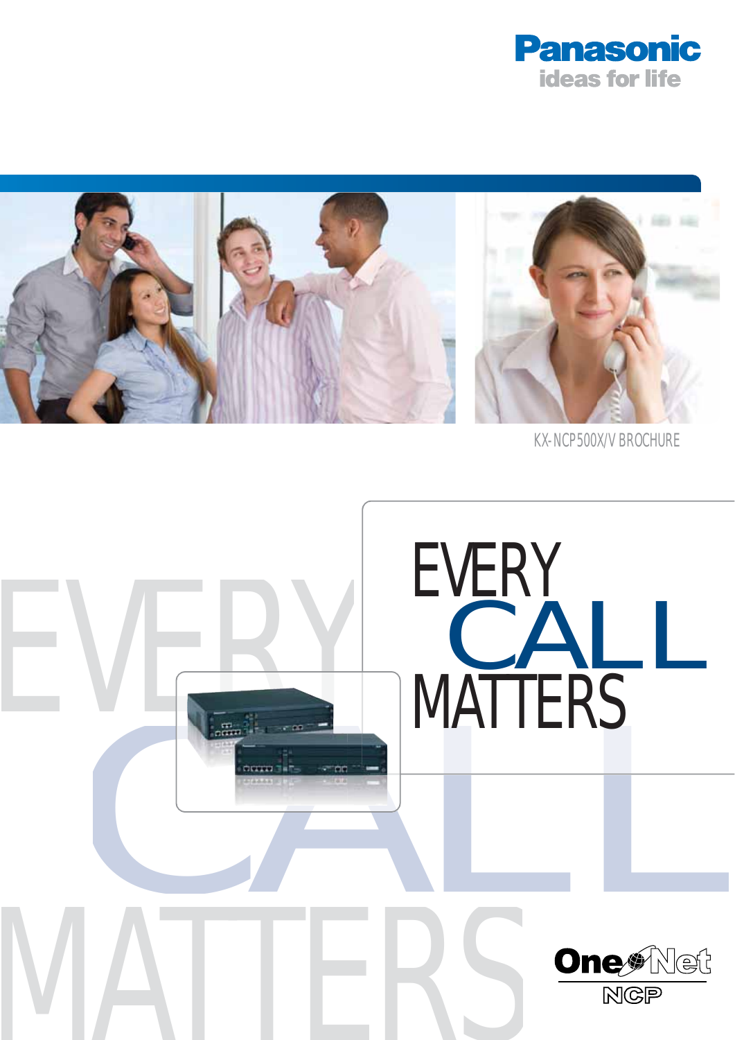Panasonic

ideas for life

KX-NCP500X/V BROCHURE

# EVERY CALL MATTERS

One Net NCP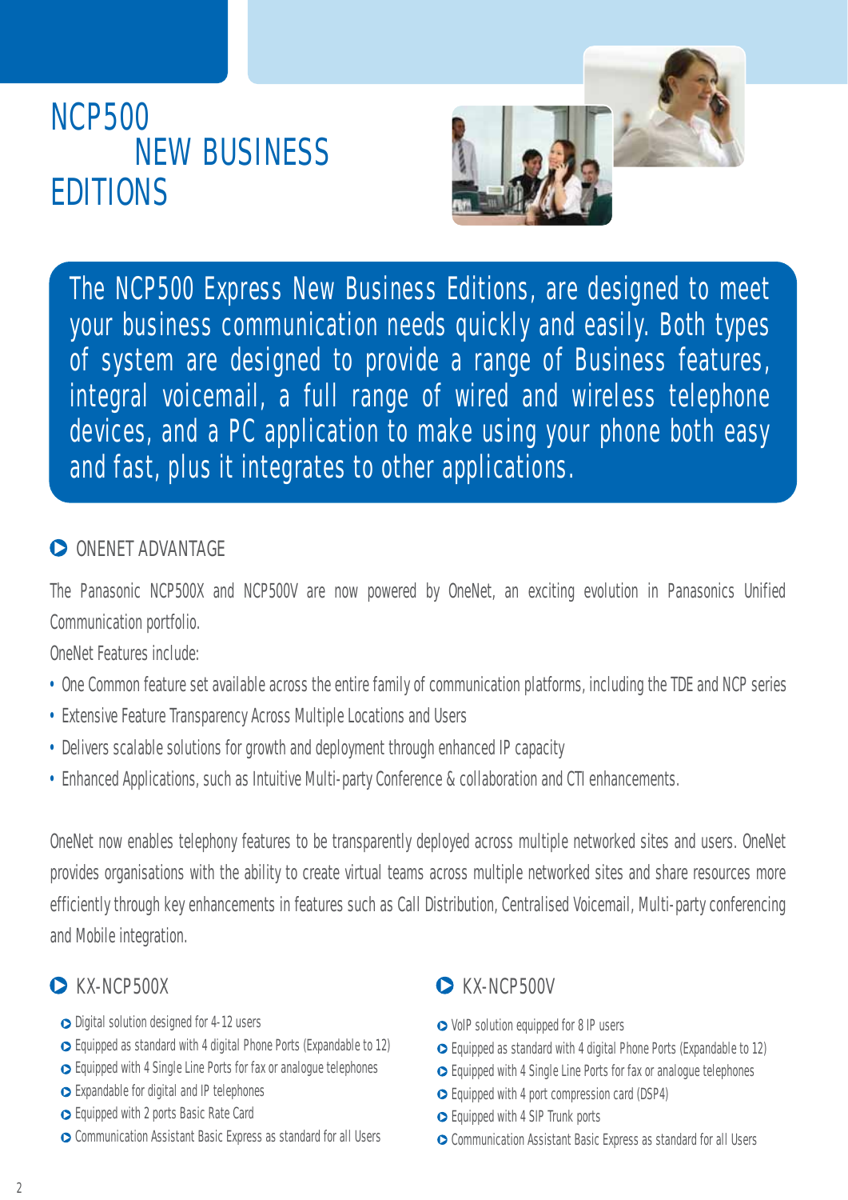# NCP500 NEW BUSINESS EDITIONS

The NCP500 Express New Business Editions, are designed to meet your business communication needs quickly and easily. Both types of system are designed to provide a range of Business features, integral voicemail, a full range of wired and wireless telephone devices, and a PC application to make using your phone both easy and fast, plus it integrates to other applications.

## ONENET ADVANTAGE

The Panasonic NCP500X and NCP500V are now powered by OneNet, an exciting evolution in Panasonics Unified Communication portfolio.

OneNet Features include:

- One Common feature set available across the entire family of communication platforms, including the TDE and NCP series
- Extensive Feature Transparency Across Multiple Locations and Users
- Delivers scalable solutions for growth and deployment through enhanced IP capacity
- Enhanced Applications, such as Intuitive Multi-party Conference & collaboration and CTI enhancements.

OneNet now enables telephony features to be transparently deployed across multiple networked sites and users. OneNet provides organisations with the ability to create virtual teams across multiple networked sites and share resources more efficiently through key enhancements in features such as Call Distribution, Centralised Voicemail, Multi-party conferencing and Mobile integration.

## KX-NCP500X

- Digital solution designed for 4-12 users
- Equipped as standard with 4 digital Phone Ports (Expandable to 12)
- Equipped with 4 Single Line Ports for fax or analogue telephones
- Expandable for digital and IP telephones
- Equipped with 2 ports Basic Rate Card
- Communication Assistant Basic Express as standard for all Users

## KX-NCP500V

- VoIP solution equipped for 8 IP users
- Equipped as standard with 4 digital Phone Ports (Expandable to 12)
- Equipped with 4 Single Line Ports for fax or analogue telephones
- Equipped with 4 port compression card (DSP4)
- Equipped with 4 SIP Trunk ports
- Communication Assistant Basic Express as standard for all Users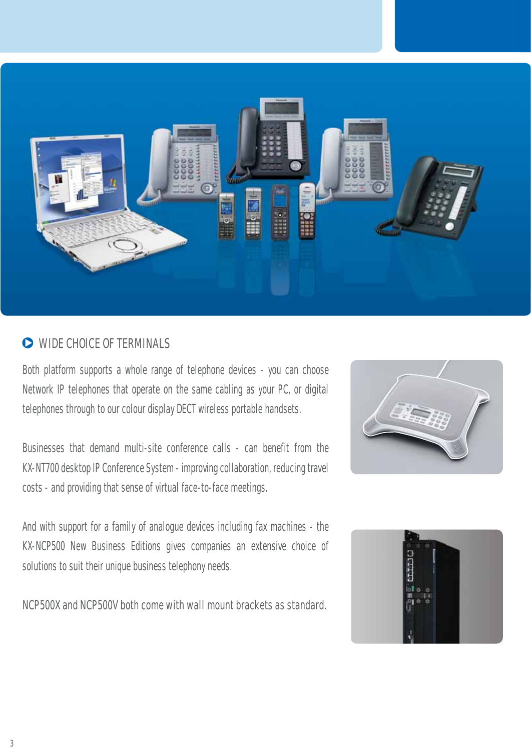## WIDE CHOICE OF TERMINALS

Both platform supports a whole range of telephone devices - you can choose Network IP telephones that operate on the same cabling as your PC, or digital telephones through to our colour display DECT wireless portable handsets.

Businesses that demand multi-site conference calls - can benefit from the KX-NT700 desktop IP Conference System - improving collaboration, reducing travel costs - and providing that sense of virtual face-to-face meetings.

And with support for a family of analogue devices including fax machines - the KX-NCP500 New Business Editions gives companies an extensive choice of solutions to suit their unique business telephony needs.

NCP500X and NCP500V both come with wall mount brackets as standard.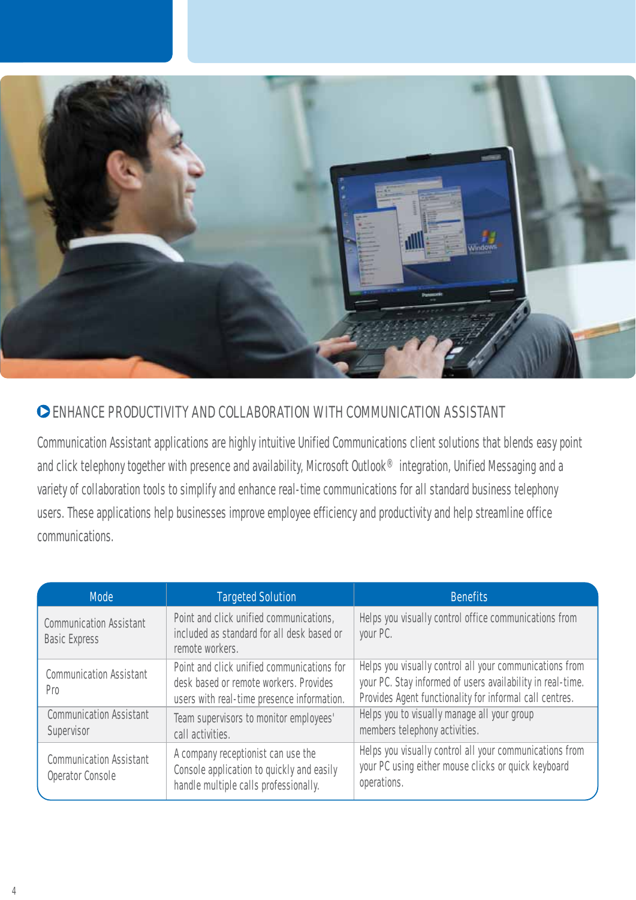## ENHANCE PRODUCTIVITY AND COLLABORATION WITH COMMUNICATION ASSISTANT

Communication Assistant applications are highly intuitive Unified Communications client solutions that blends easy point and click telephony together with presence and availability, Microsoft Outlook® integration, Unified Messaging and a variety of collaboration tools to simplify and enhance real-time communications for all standard business telephony users. These applications help businesses improve employee efficiency and productivity and help streamline office communications.

| Mode | Targeted Solution | Benefits |
|---|---|---|
| Communication Assistant Basic Express | Point and click unified communications, included as standard for all desk based or remote workers. | Helps you visually control office communications from your PC. |
| Communication Assistant Pro | Point and click unified communications for desk based or remote workers. Provides users with real-time presence information. | Helps you visually control all your communications from your PC. Stay informed of users availability in real-time. Provides Agent functionality for informal call centres. |
| Communication Assistant Supervisor | Team supervisors to monitor employees' call activities. | Helps you to visually manage all your group members telephony activities. |
| Communication Assistant Operator Console | A company receptionist can use the Console application to quickly and easily handle multiple calls professionally. | Helps you visually control all your communications from your PC using either mouse clicks or quick keyboard operations. |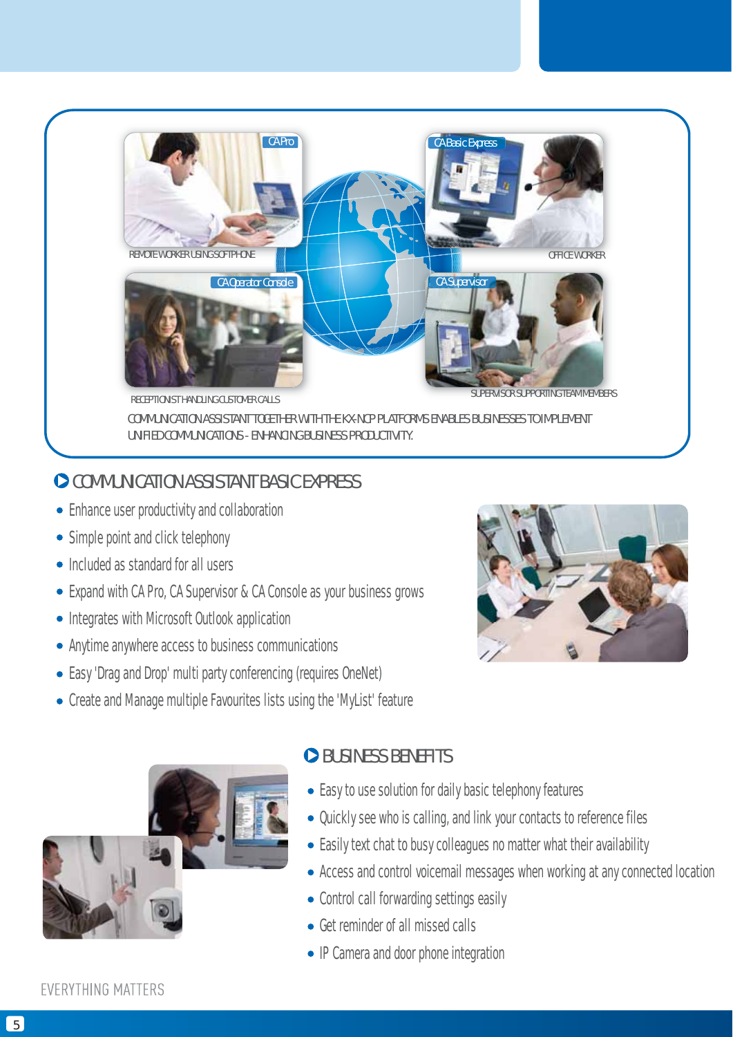CA Pro

REMOTE WORKER USING SOFTPHONE

CA Basic Express

OFFICE WORKER

CA Operator Console

RECEPTIONIST HANDLING CUSTOMER CALLS

CA Supervisor

SUPERVISOR SUPPORTING TEAM MEMBERS

COMMUNICATION ASSISTANT TOGETHER WITH THE KX-NCP PLATFORMS ENABLES BUSINESSES TO IMPLEMENT UNIFIED COMMUNICATIONS - ENHANCING BUSINESS PRODUCTIVITY.

## COMMUNICATION ASSISTANT BASIC EXPRESS

- Enhance user productivity and collaboration
- Simple point and click telephony
- Included as standard for all users
- Expand with CA Pro, CA Supervisor & CA Console as your business grows
- Integrates with Microsoft Outlook application
- Anytime anywhere access to business communications
- Easy 'Drag and Drop' multi party conferencing (requires OneNet)
- Create and Manage multiple Favourites lists using the 'MyList' feature

## BUSINESS BENEFITS

- Easy to use solution for daily basic telephony features
- Quickly see who is calling, and link your contacts to reference files
- Easily text chat to busy colleagues no matter what their availability
- Access and control voicemail messages when working at any connected location
- Control call forwarding settings easily
- Get reminder of all missed calls
- IP Camera and door phone integration

EVERYTHING MATTERS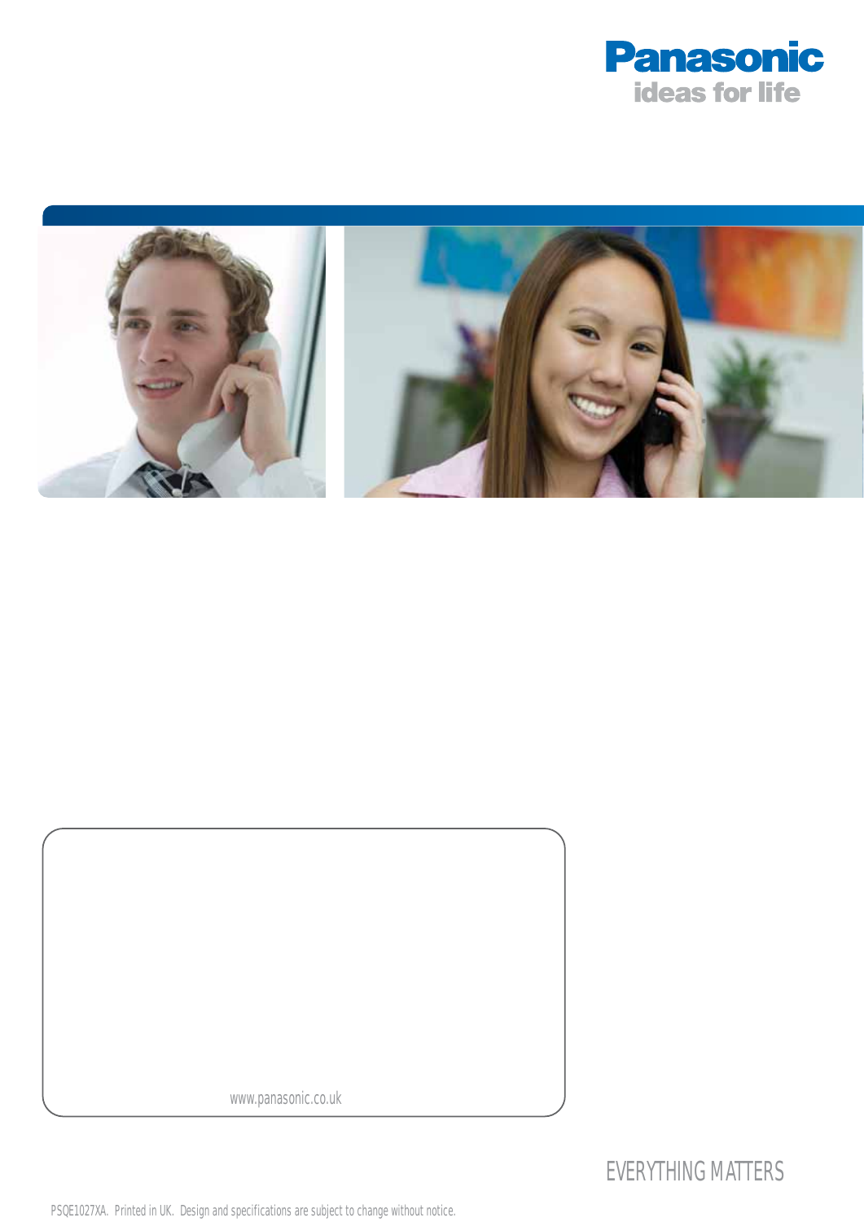Panasonic
ideas for life

www.panasonic.co.uk

EVERYTHING MATTERS

PSQE1027XA. Printed in UK. Design and specifications are subject to change without notice.